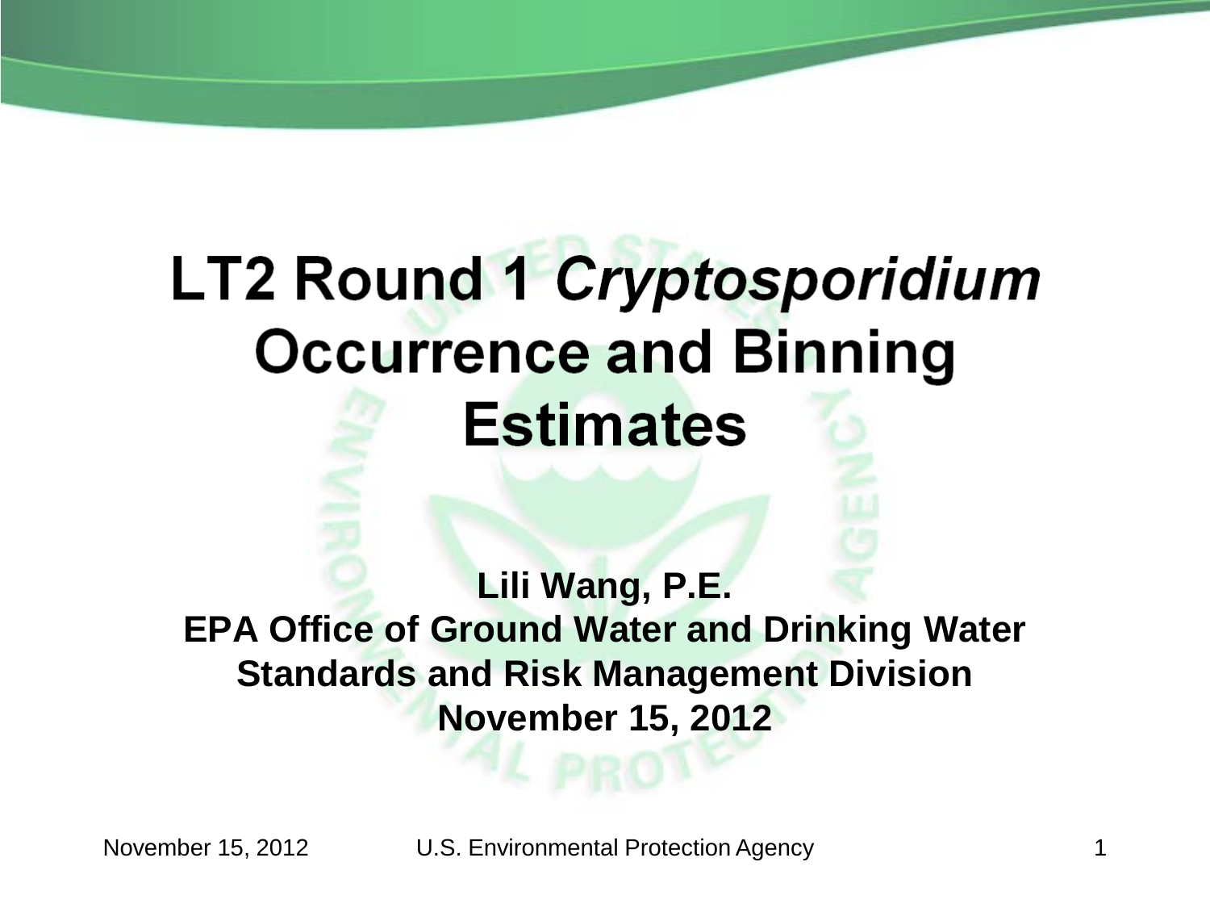# LT2 Round 1 *Cryptosporidium* Occurrence and Binning Estimates

**Lili Wang, P.E.**
**EPA Office of Ground Water and Drinking Water**
**Standards and Risk Management Division**
**November 15, 2012**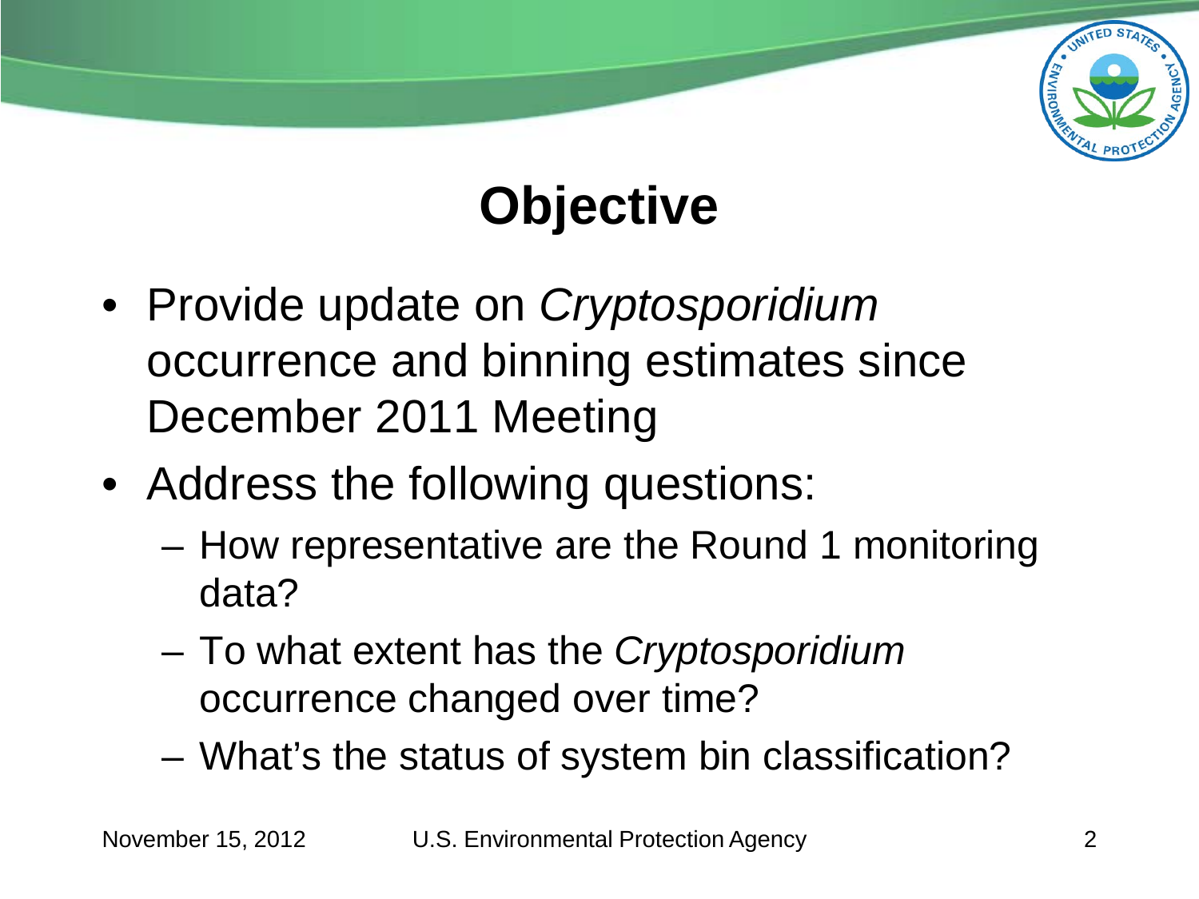# Objective

- Provide update on *Cryptosporidium* occurrence and binning estimates since December 2011 Meeting
- Address the following questions:
  - How representative are the Round 1 monitoring data?
  - To what extent has the *Cryptosporidium* occurrence changed over time?
  - What's the status of system bin classification?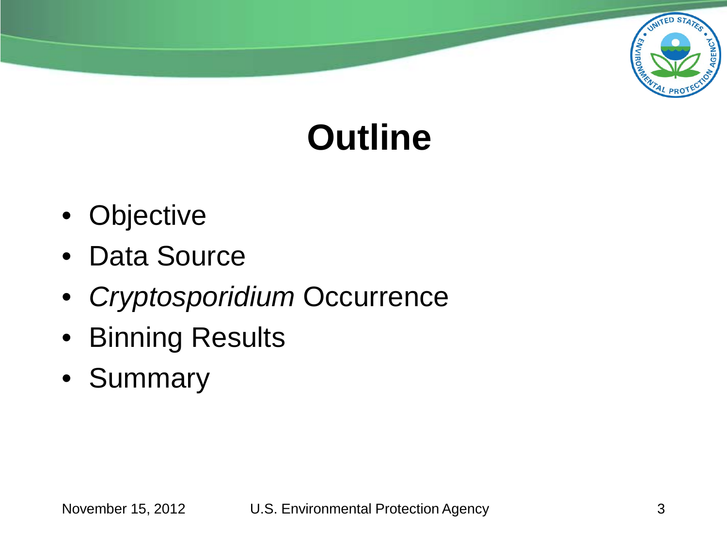# Outline

- Objective
- Data Source
- *Cryptosporidium* Occurrence
- Binning Results
- Summary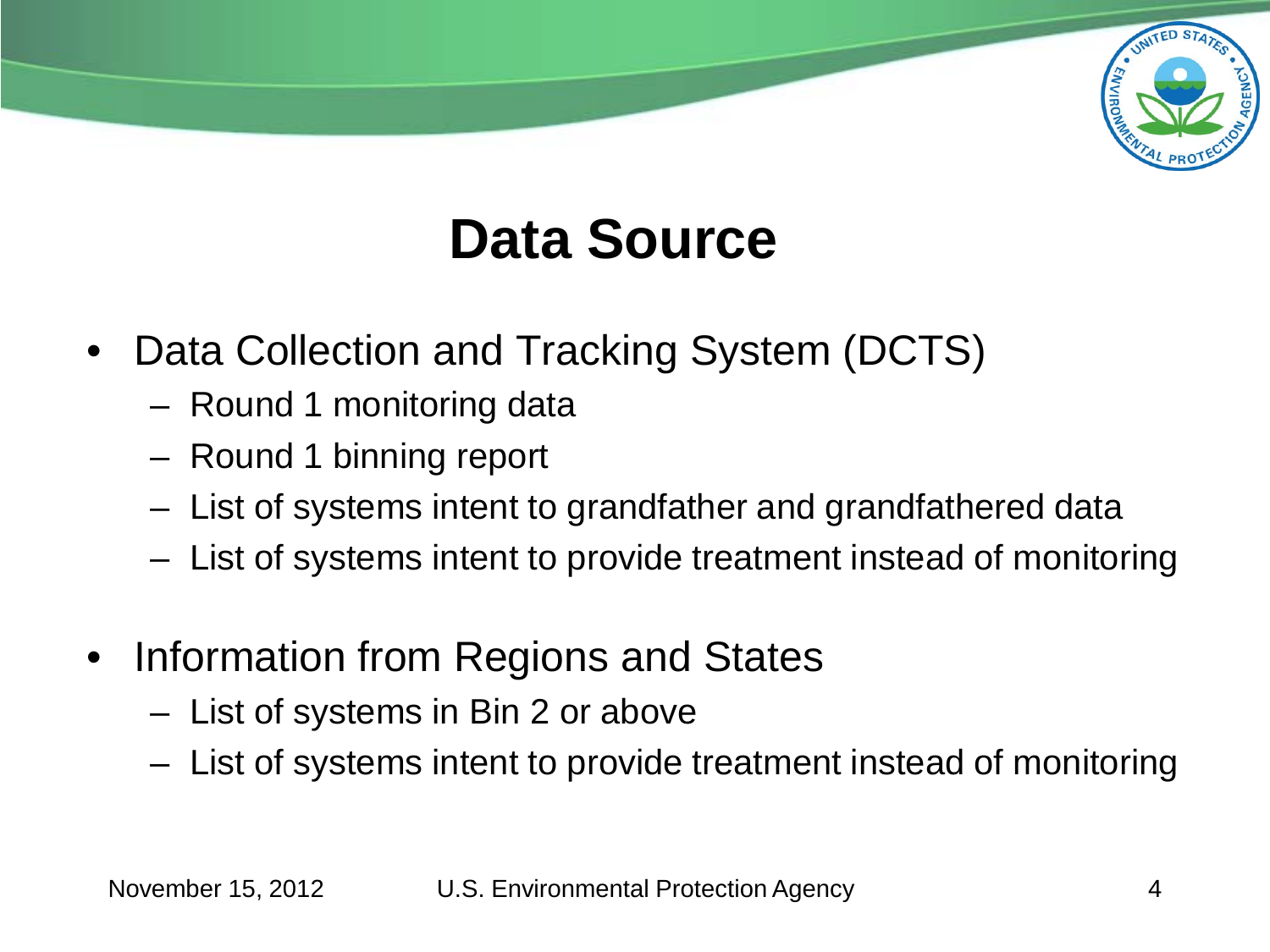# Data Source

- Data Collection and Tracking System (DCTS)
  - Round 1 monitoring data
  - Round 1 binning report
  - List of systems intent to grandfather and grandfathered data
  - List of systems intent to provide treatment instead of monitoring

- Information from Regions and States
  - List of systems in Bin 2 or above
  - List of systems intent to provide treatment instead of monitoring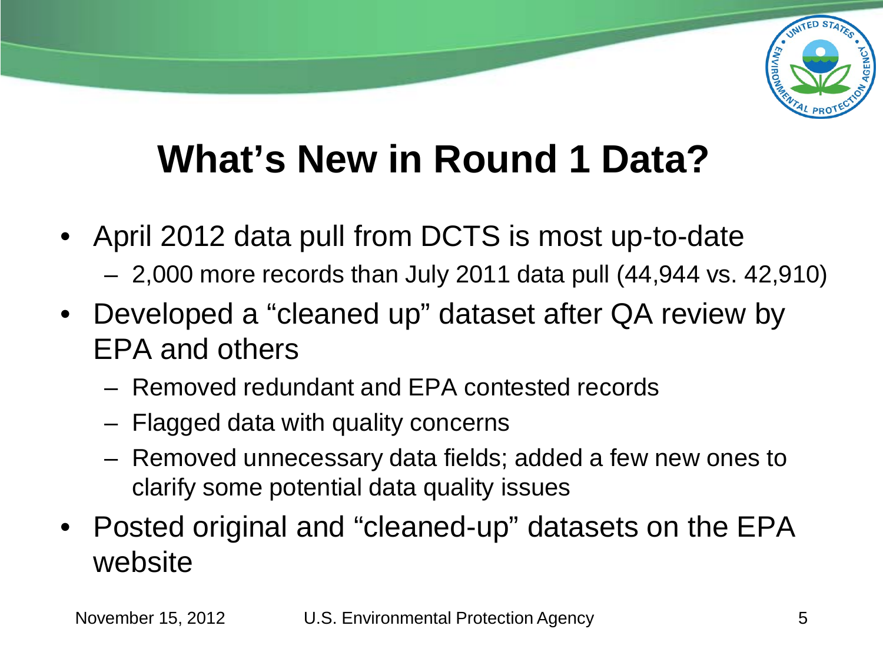# What's New in Round 1 Data?

- April 2012 data pull from DCTS is most up-to-date
  - 2,000 more records than July 2011 data pull (44,944 vs. 42,910)
- Developed a "cleaned up" dataset after QA review by EPA and others
  - Removed redundant and EPA contested records
  - Flagged data with quality concerns
  - Removed unnecessary data fields; added a few new ones to clarify some potential data quality issues
- Posted original and "cleaned-up" datasets on the EPA website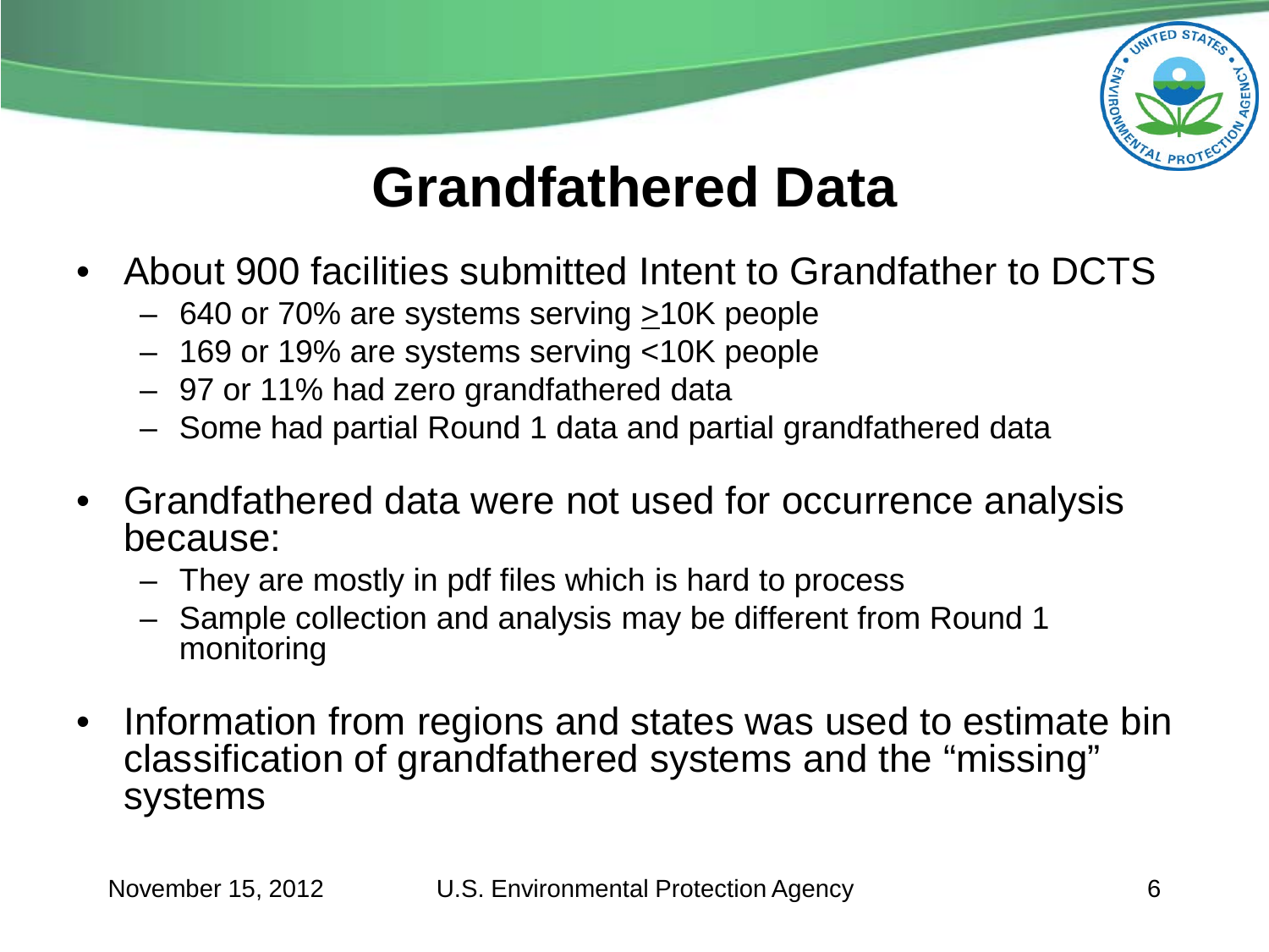# Grandfathered Data

- About 900 facilities submitted Intent to Grandfather to DCTS
  - 640 or 70% are systems serving $\geq$10K people
  - 169 or 19% are systems serving <10K people
  - 97 or 11% had zero grandfathered data
  - Some had partial Round 1 data and partial grandfathered data
- Grandfathered data were not used for occurrence analysis because:
  - They are mostly in pdf files which is hard to process
  - Sample collection and analysis may be different from Round 1 monitoring
- Information from regions and states was used to estimate bin classification of grandfathered systems and the "missing" systems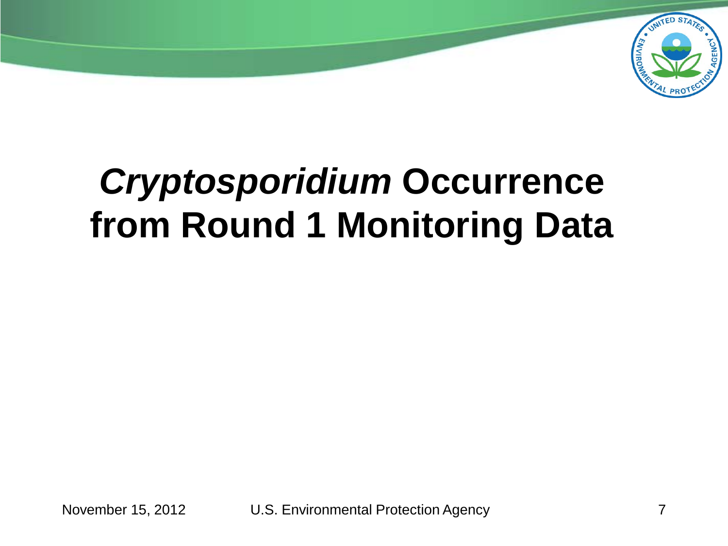# *Cryptosporidium* Occurrence from Round 1 Monitoring Data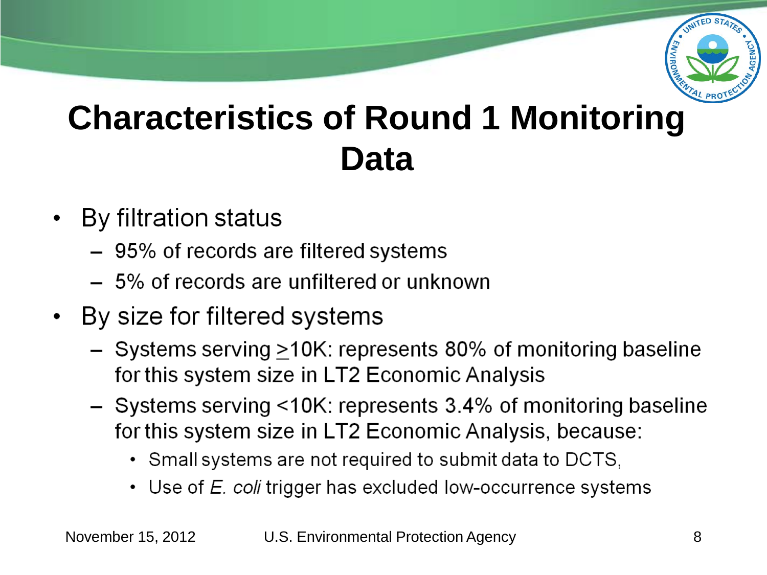# Characteristics of Round 1 Monitoring Data

- By filtration status
  - 95% of records are filtered systems
  - 5% of records are unfiltered or unknown
- By size for filtered systems
  - Systems serving ≥10K: represents 80% of monitoring baseline for this system size in LT2 Economic Analysis
  - Systems serving <10K: represents 3.4% of monitoring baseline for this system size in LT2 Economic Analysis, because:
    - Small systems are not required to submit data to DCTS,
    - Use of *E. coli* trigger has excluded low-occurrence systems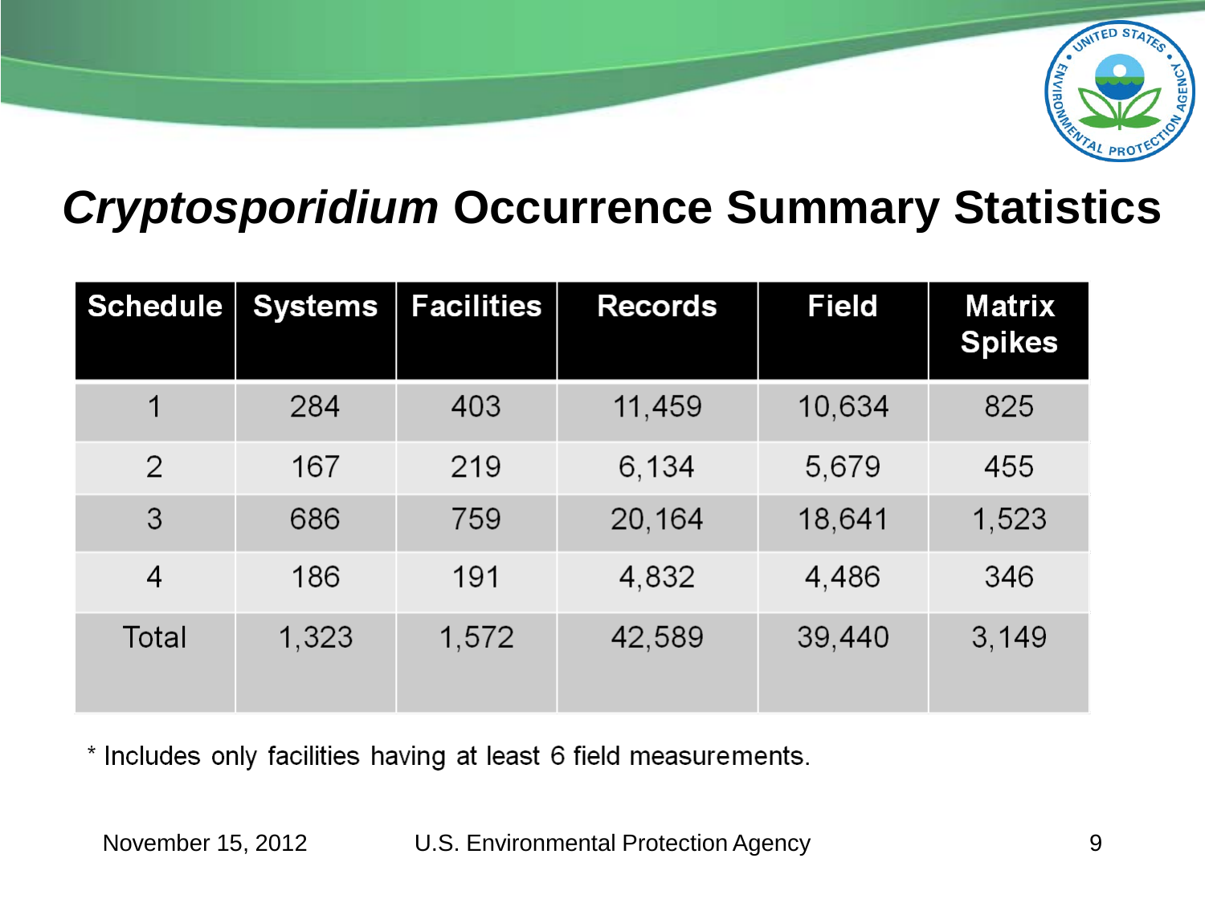# *Cryptosporidium* Occurrence Summary Statistics

| Schedule | Systems | Facilities | Records | Field | Matrix Spikes |
|---|---|---|---|---|---|
| 1 | 284 | 403 | 11,459 | 10,634 | 825 |
| 2 | 167 | 219 | 6,134 | 5,679 | 455 |
| 3 | 686 | 759 | 20,164 | 18,641 | 1,523 |
| 4 | 186 | 191 | 4,832 | 4,486 | 346 |
| Total | 1,323 | 1,572 | 42,589 | 39,440 | 3,149 |

* Includes only facilities having at least 6 field measurements.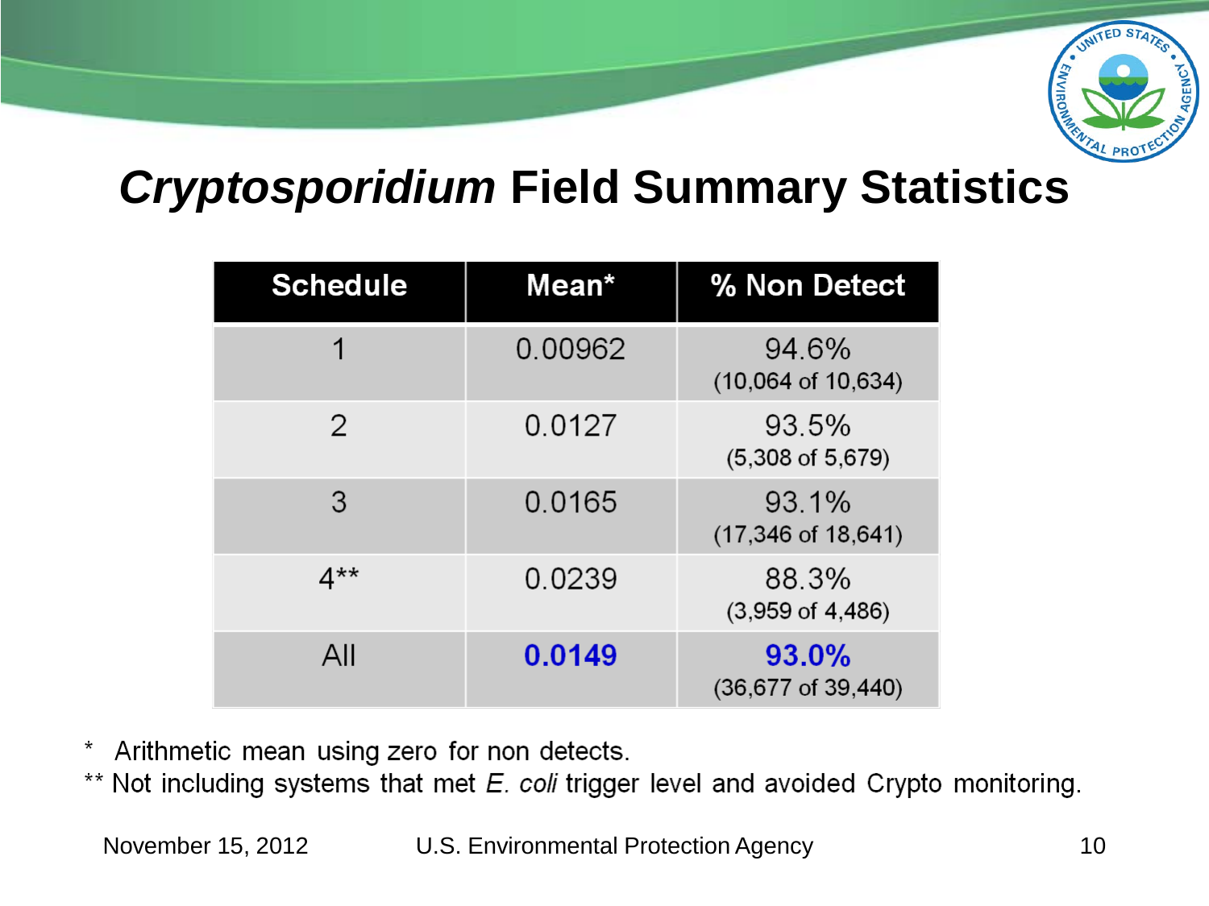# *Cryptosporidium* Field Summary Statistics

| Schedule | Mean* | % Non Detect |
|---|---|---|
| 1 | 0.00962 | 94.6% (10,064 of 10,634) |
| 2 | 0.0127 | 93.5% (5,308 of 5,679) |
| 3 | 0.0165 | 93.1% (17,346 of 18,641) |
| 4** | 0.0239 | 88.3% (3,959 of 4,486) |
| All | **0.0149** | **93.0%** (36,677 of 39,440) |

\* Arithmetic mean using zero for non detects.

** Not including systems that met *E. coli* trigger level and avoided Crypto monitoring.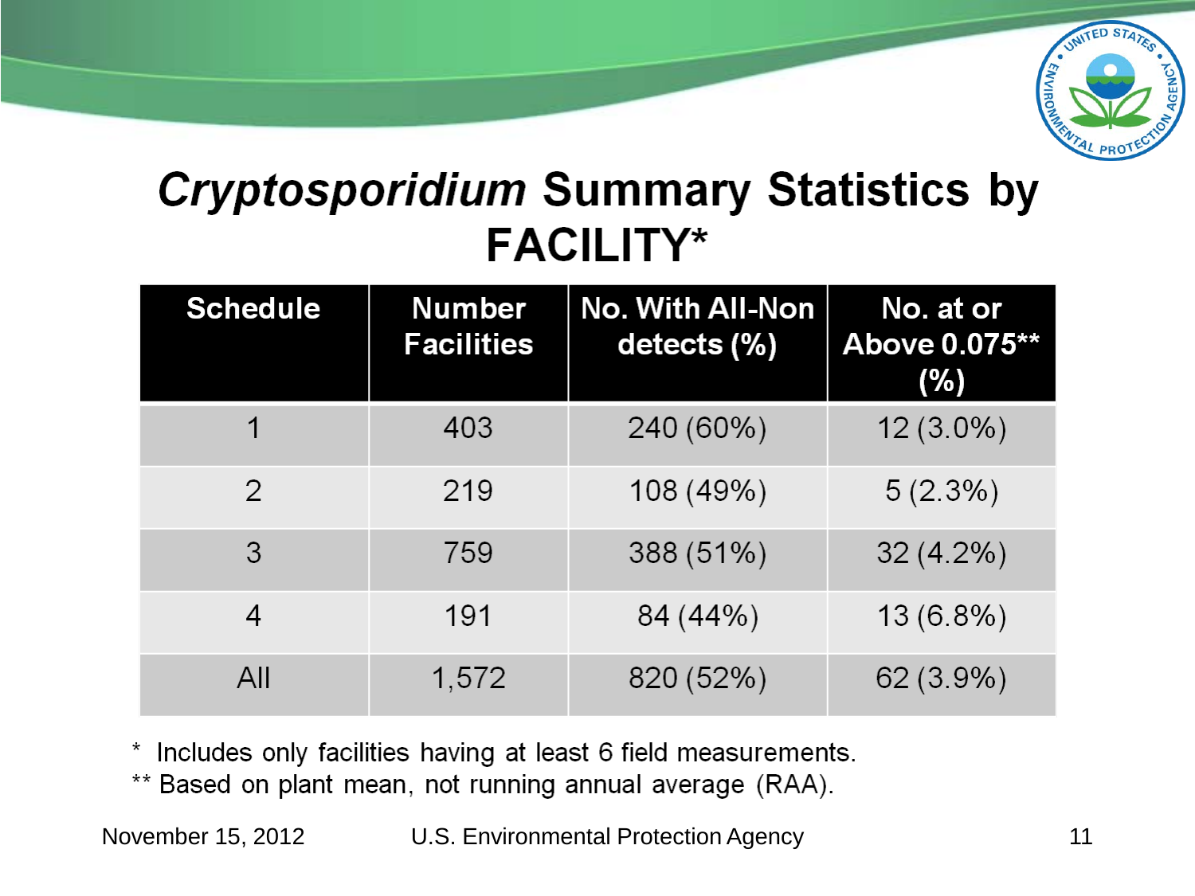# *Cryptosporidium* Summary Statistics by FACILITY*

| Schedule | Number Facilities | No. With All-Non detects (%) | No. at or Above 0.075** (%) |
|---|---|---|---|
| 1 | 403 | 240 (60%) | 12 (3.0%) |
| 2 | 219 | 108 (49%) | 5 (2.3%) |
| 3 | 759 | 388 (51%) | 32 (4.2%) |
| 4 | 191 | 84 (44%) | 13 (6.8%) |
| All | 1,572 | 820 (52%) | 62 (3.9%) |

\* Includes only facilities having at least 6 field measurements.

** Based on plant mean, not running annual average (RAA).

November 15, 2012 U.S. Environmental Protection Agency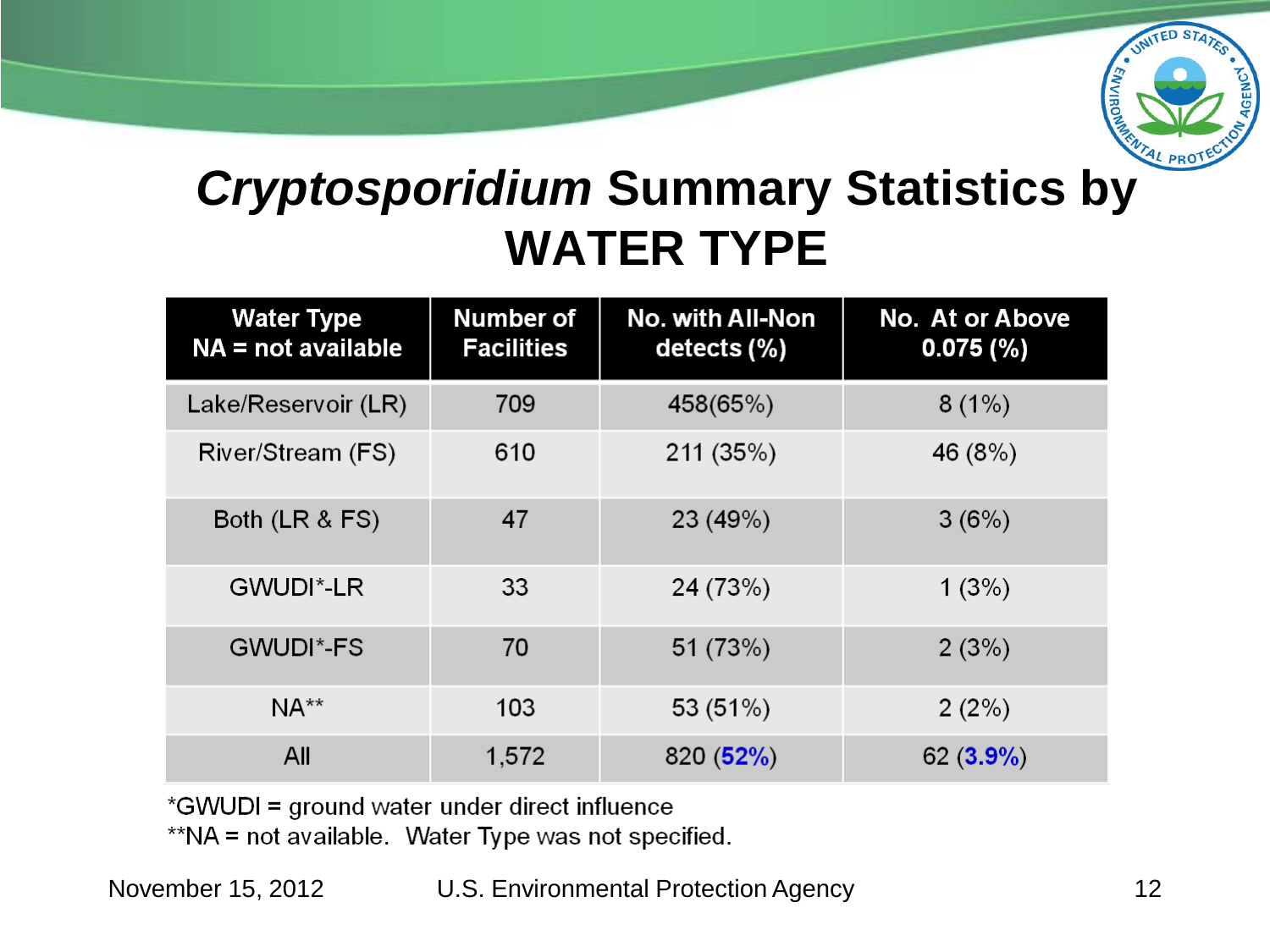# *Cryptosporidium* Summary Statistics by WATER TYPE

| Water Type NA = not available | Number of Facilities | No. with All-Non detects (%) | No. At or Above 0.075 (%) |
|---|---|---|---|
| Lake/Reservoir (LR) | 709 | 458(65%) | 8 (1%) |
| River/Stream (FS) | 610 | 211 (35%) | 46 (8%) |
| Both (LR & FS) | 47 | 23 (49%) | 3 (6%) |
| GWUDI*-LR | 33 | 24 (73%) | 1 (3%) |
| GWUDI*-FS | 70 | 51 (73%) | 2 (3%) |
| NA** | 103 | 53 (51%) | 2 (2%) |
| All | 1,572 | 820 (**52%**) | 62 (**3.9%**) |

*GWUDI = ground water under direct influence
**NA = not available. Water Type was not specified.

November 15, 2012 U.S. Environmental Protection Agency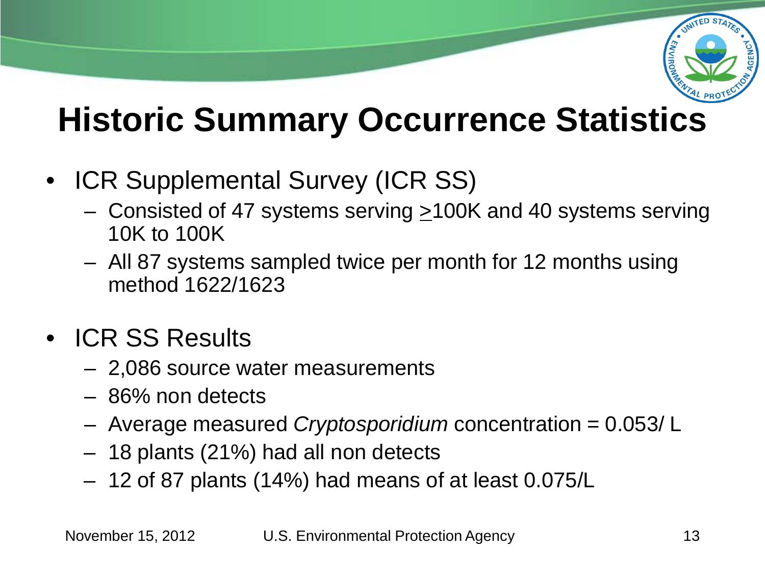# Historic Summary Occurrence Statistics

- ICR Supplemental Survey (ICR SS)
  - Consisted of 47 systems serving $\geq$100K and 40 systems serving 10K to 100K
  - All 87 systems sampled twice per month for 12 months using method 1622/1623
- ICR SS Results
  - 2,086 source water measurements
  - 86% non detects
  - Average measured *Cryptosporidium* concentration = 0.053/ L
  - 18 plants (21%) had all non detects
  - 12 of 87 plants (14%) had means of at least 0.075/L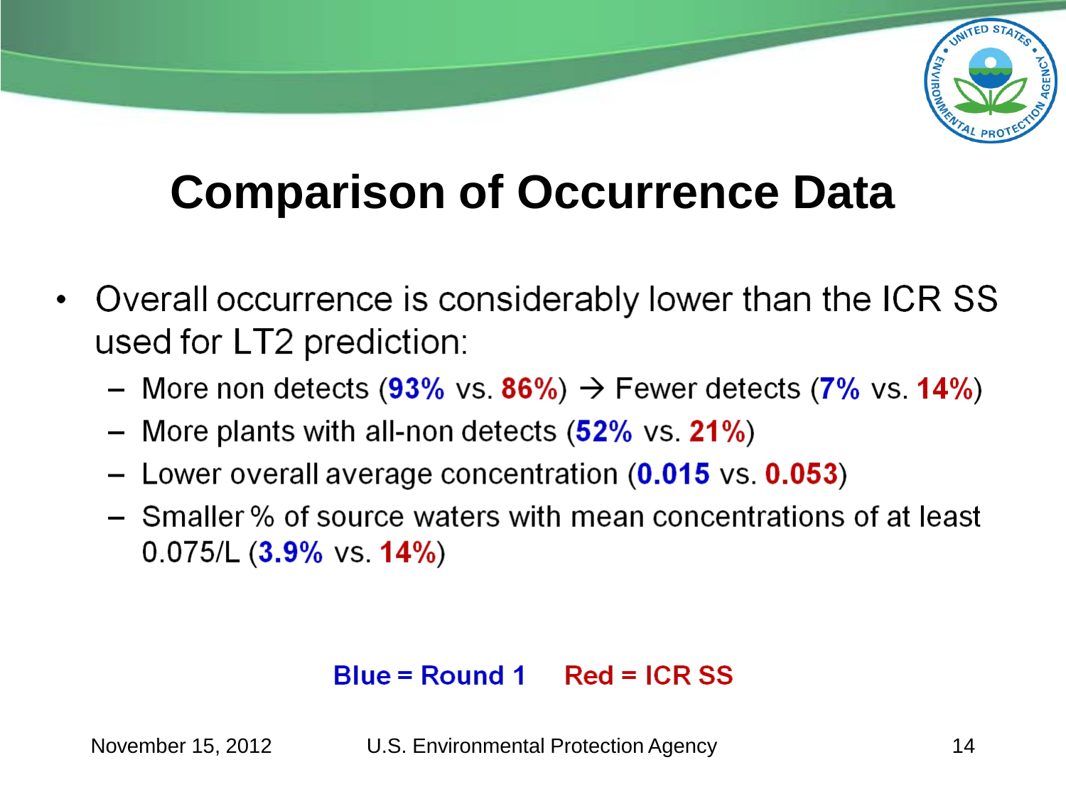# Comparison of Occurrence Data

- Overall occurrence is considerably lower than the ICR SS used for LT2 prediction:
  - More non detects (**93%** vs. **86%**) → Fewer detects (**7%** vs. **14%**)
  - More plants with all-non detects (**52%** vs. **21%**)
  - Lower overall average concentration (**0.015** vs. **0.053**)
  - Smaller % of source waters with mean concentrations of at least 0.075/L (**3.9%** vs. **14%**)

**Blue = Round 1** **Red = ICR SS**

November 15, 2012 U.S. Environmental Protection Agency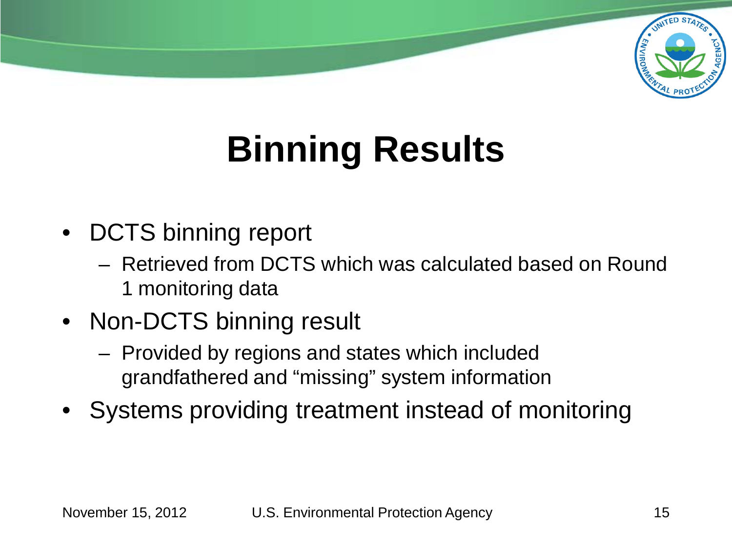# Binning Results

- DCTS binning report
  - Retrieved from DCTS which was calculated based on Round 1 monitoring data
- Non-DCTS binning result
  - Provided by regions and states which included grandfathered and "missing" system information
- Systems providing treatment instead of monitoring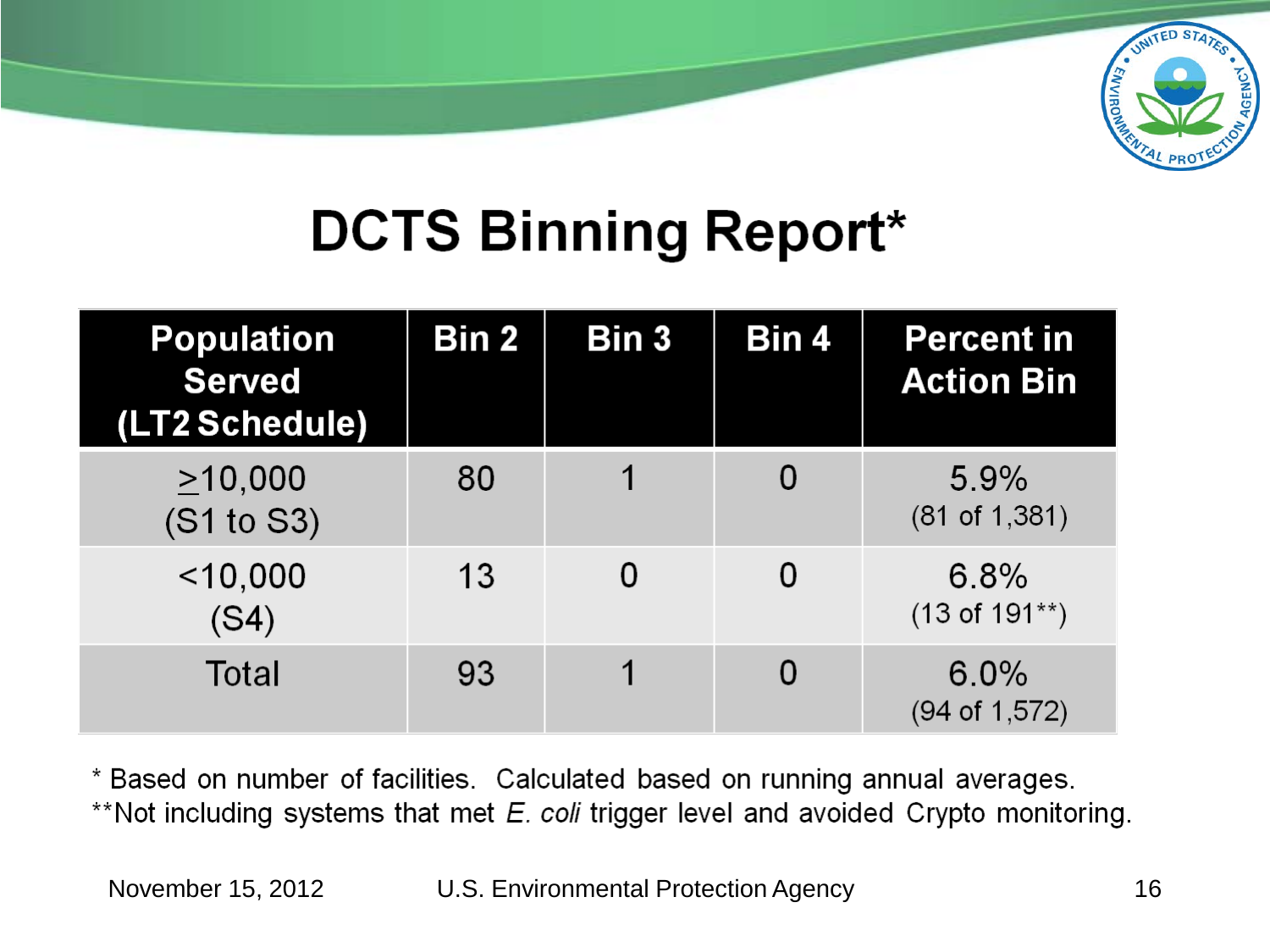# DCTS Binning Report*

| Population Served (LT2 Schedule) | Bin 2 | Bin 3 | Bin 4 | Percent in Action Bin |
|---|---|---|---|---|
| ≥10,000 (S1 to S3) | 80 | 1 | 0 | 5.9% (81 of 1,381) |
| <10,000 (S4) | 13 | 0 | 0 | 6.8% (13 of 191**) |
| Total | 93 | 1 | 0 | 6.0% (94 of 1,572) |

\* Based on number of facilities. Calculated based on running annual averages.

**Not including systems that met *E. coli* trigger level and avoided Crypto monitoring.

November 15, 2012 U.S. Environmental Protection Agency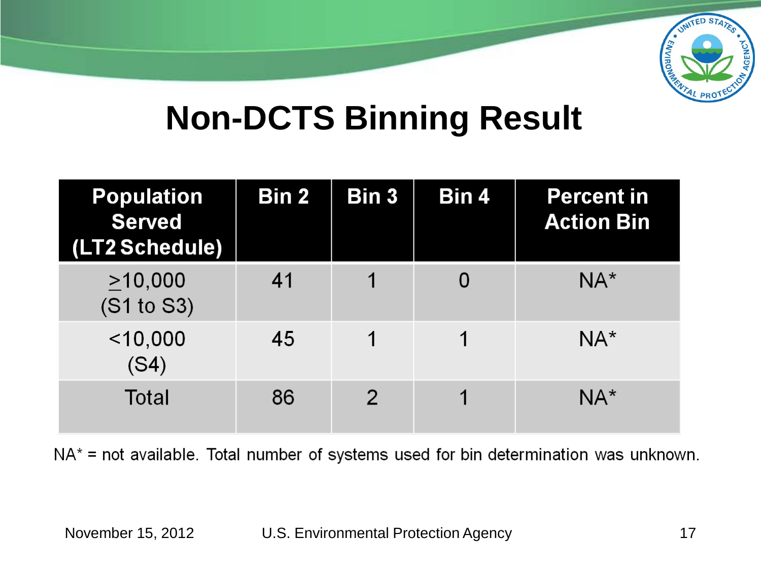# Non-DCTS Binning Result

| Population Served (LT2 Schedule) | Bin 2 | Bin 3 | Bin 4 | Percent in Action Bin |
|---|---|---|---|---|
| ≥10,000 (S1 to S3) | 41 | 1 | 0 | NA* |
| <10,000 (S4) | 45 | 1 | 1 | NA* |
| Total | 86 | 2 | 1 | NA* |

NA* = not available. Total number of systems used for bin determination was unknown.

November 15, 2012 U.S. Environmental Protection Agency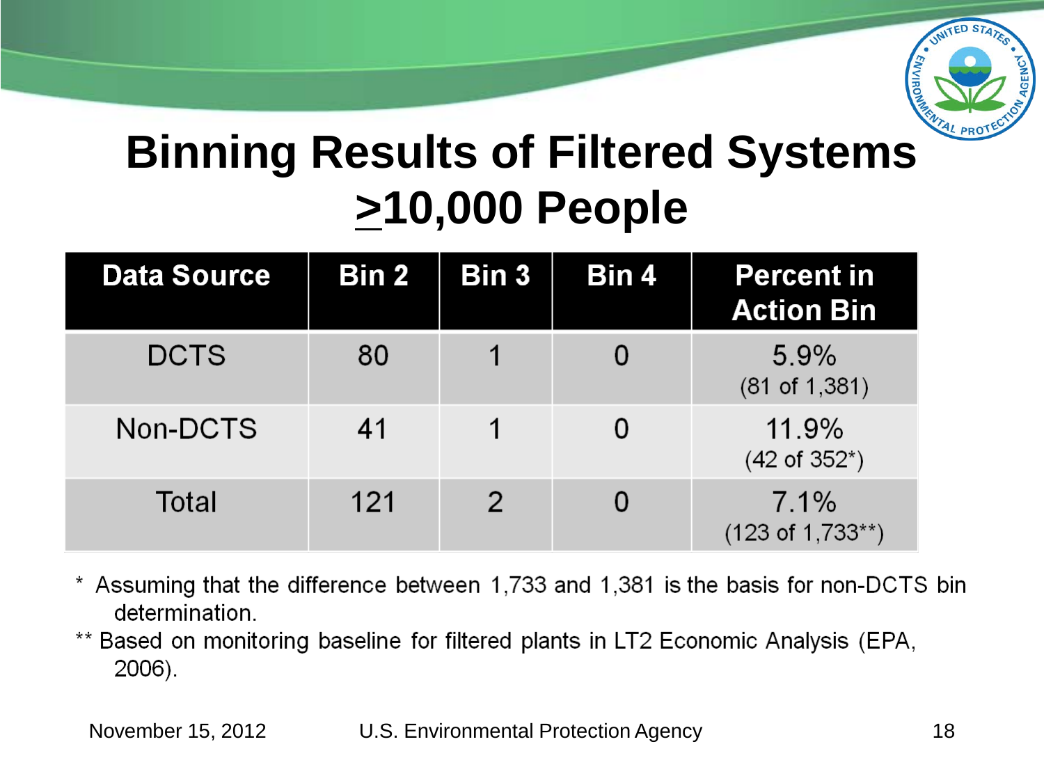# Binning Results of Filtered Systems ≥10,000 People

| Data Source | Bin 2 | Bin 3 | Bin 4 | Percent in Action Bin |
|---|---|---|---|---|
| DCTS | 80 | 1 | 0 | 5.9% (81 of 1,381) |
| Non-DCTS | 41 | 1 | 0 | 11.9% (42 of 352*) |
| Total | 121 | 2 | 0 | 7.1% (123 of 1,733**) |

\* Assuming that the difference between 1,733 and 1,381 is the basis for non-DCTS bin determination.

\*\* Based on monitoring baseline for filtered plants in LT2 Economic Analysis (EPA, 2006).

November 15, 2012 U.S. Environmental Protection Agency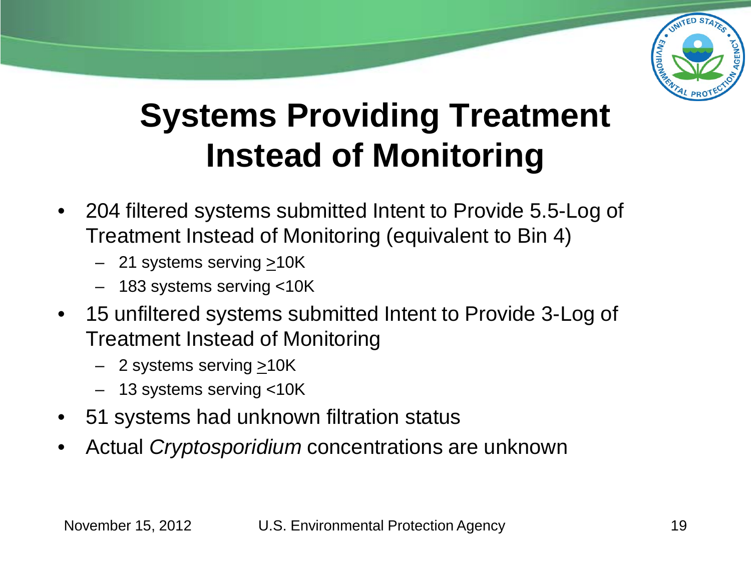# Systems Providing Treatment Instead of Monitoring

- 204 filtered systems submitted Intent to Provide 5.5-Log of Treatment Instead of Monitoring (equivalent to Bin 4)
  - 21 systems serving ≥10K
  - 183 systems serving <10K
- 15 unfiltered systems submitted Intent to Provide 3-Log of Treatment Instead of Monitoring
  - 2 systems serving ≥10K
  - 13 systems serving <10K
- 51 systems had unknown filtration status
- Actual *Cryptosporidium* concentrations are unknown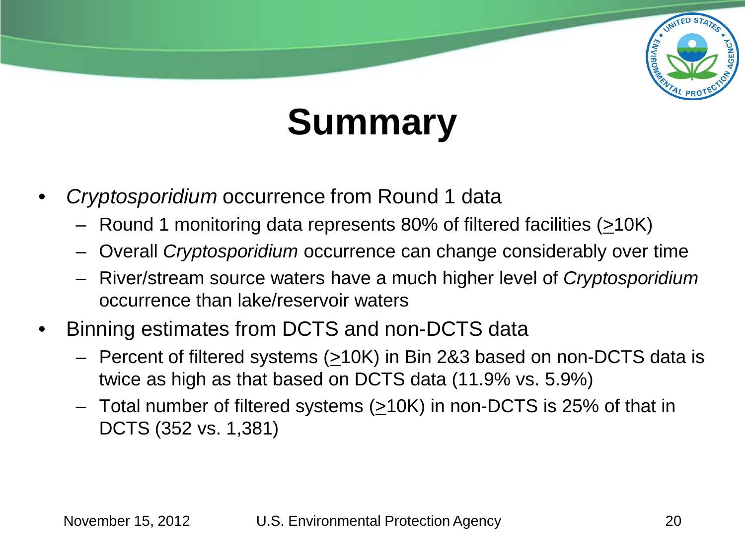# Summary

- *Cryptosporidium* occurrence from Round 1 data
  - Round 1 monitoring data represents 80% of filtered facilities (≥10K)
  - Overall *Cryptosporidium* occurrence can change considerably over time
  - River/stream source waters have a much higher level of *Cryptosporidium* occurrence than lake/reservoir waters
- Binning estimates from DCTS and non-DCTS data
  - Percent of filtered systems (≥10K) in Bin 2&3 based on non-DCTS data is twice as high as that based on DCTS data (11.9% vs. 5.9%)
  - Total number of filtered systems (≥10K) in non-DCTS is 25% of that in DCTS (352 vs. 1,381)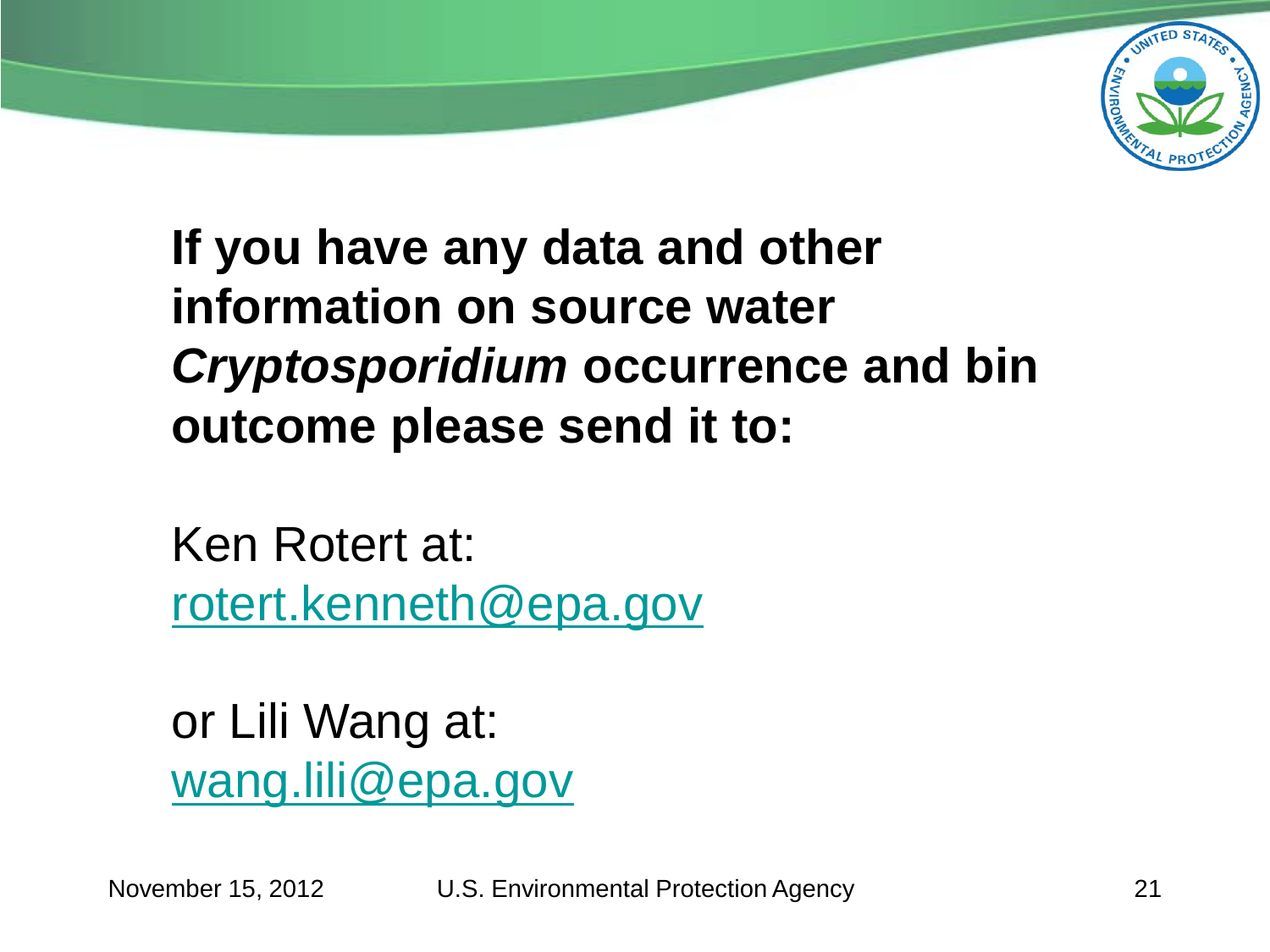**If you have any data and other information on source water *Cryptosporidium* occurrence and bin outcome please send it to:**

Ken Rotert at:
rotert.kenneth@epa.gov

or Lili Wang at:
wang.lili@epa.gov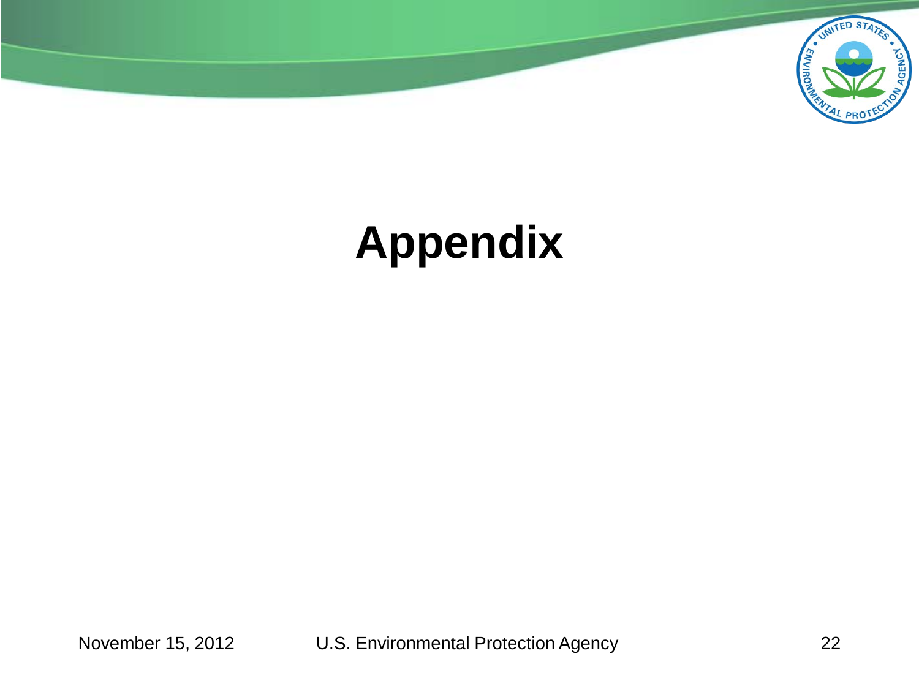# Appendix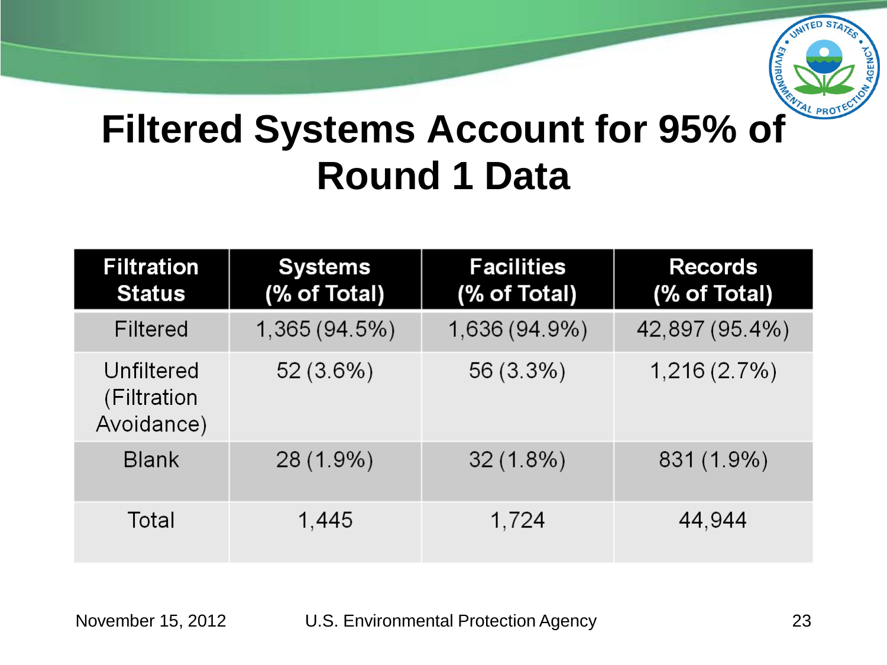# Filtered Systems Account for 95% of Round 1 Data

| Filtration Status | Systems (% of Total) | Facilities (% of Total) | Records (% of Total) |
|---|---|---|---|
| Filtered | 1,365 (94.5%) | 1,636 (94.9%) | 42,897 (95.4%) |
| Unfiltered (Filtration Avoidance) | 52 (3.6%) | 56 (3.3%) | 1,216 (2.7%) |
| Blank | 28 (1.9%) | 32 (1.8%) | 831 (1.9%) |
| Total | 1,445 | 1,724 | 44,944 |

November 15, 2012 U.S. Environmental Protection Agency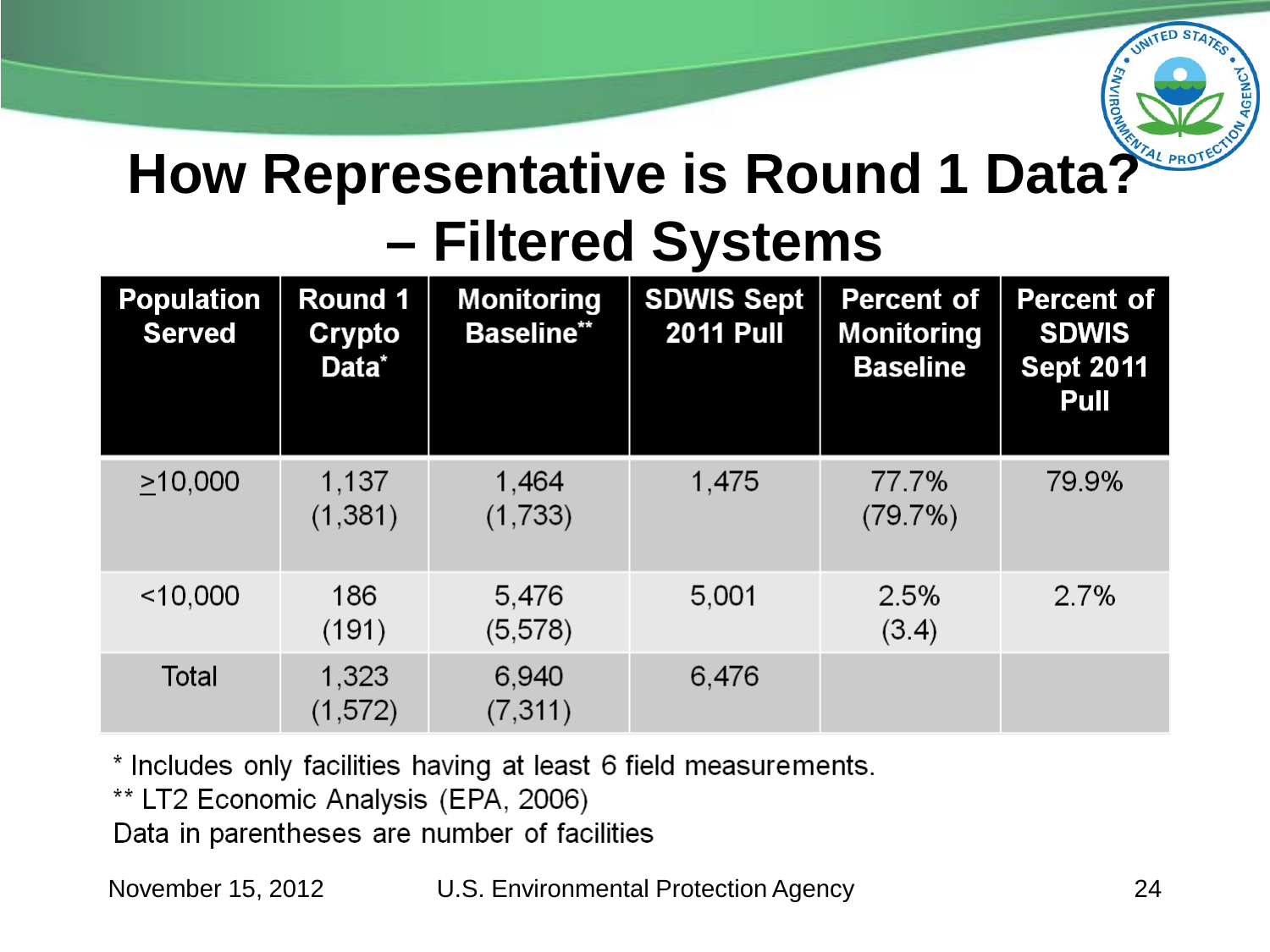# How Representative is Round 1 Data? – Filtered Systems

| Population Served | Round 1 Crypto Data* | Monitoring Baseline** | SDWIS Sept 2011 Pull | Percent of Monitoring Baseline | Percent of SDWIS Sept 2011 Pull |
|---|---|---|---|---|---|
| ≥10,000 | 1,137 (1,381) | 1,464 (1,733) | 1,475 | 77.7% (79.7%) | 79.9% |
| <10,000 | 186 (191) | 5,476 (5,578) | 5,001 | 2.5% (3.4) | 2.7% |
| Total | 1,323 (1,572) | 6,940 (7,311) | 6,476 | | |

\* Includes only facilities having at least 6 field measurements.

** LT2 Economic Analysis (EPA, 2006)

Data in parentheses are number of facilities

November 15, 2012 U.S. Environmental Protection Agency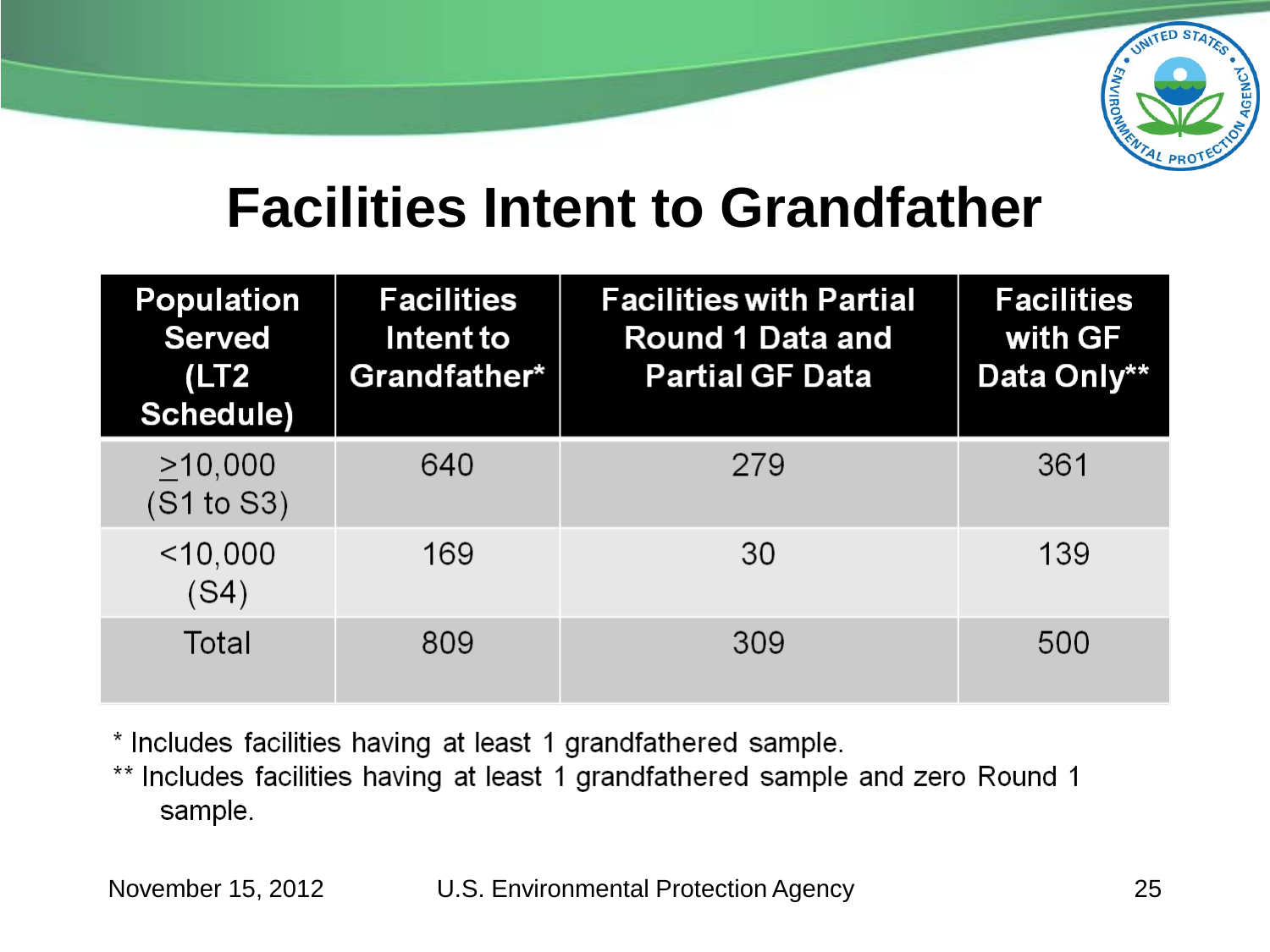# Facilities Intent to Grandfather

| Population Served (LT2 Schedule) | Facilities Intent to Grandfather* | Facilities with Partial Round 1 Data and Partial GF Data | Facilities with GF Data Only** |
|---|---|---|---|
| ≥10,000 (S1 to S3) | 640 | 279 | 361 |
| <10,000 (S4) | 169 | 30 | 139 |
| Total | 809 | 309 | 500 |

* Includes facilities having at least 1 grandfathered sample.

** Includes facilities having at least 1 grandfathered sample and zero Round 1 sample.

November 15, 2012 U.S. Environmental Protection Agency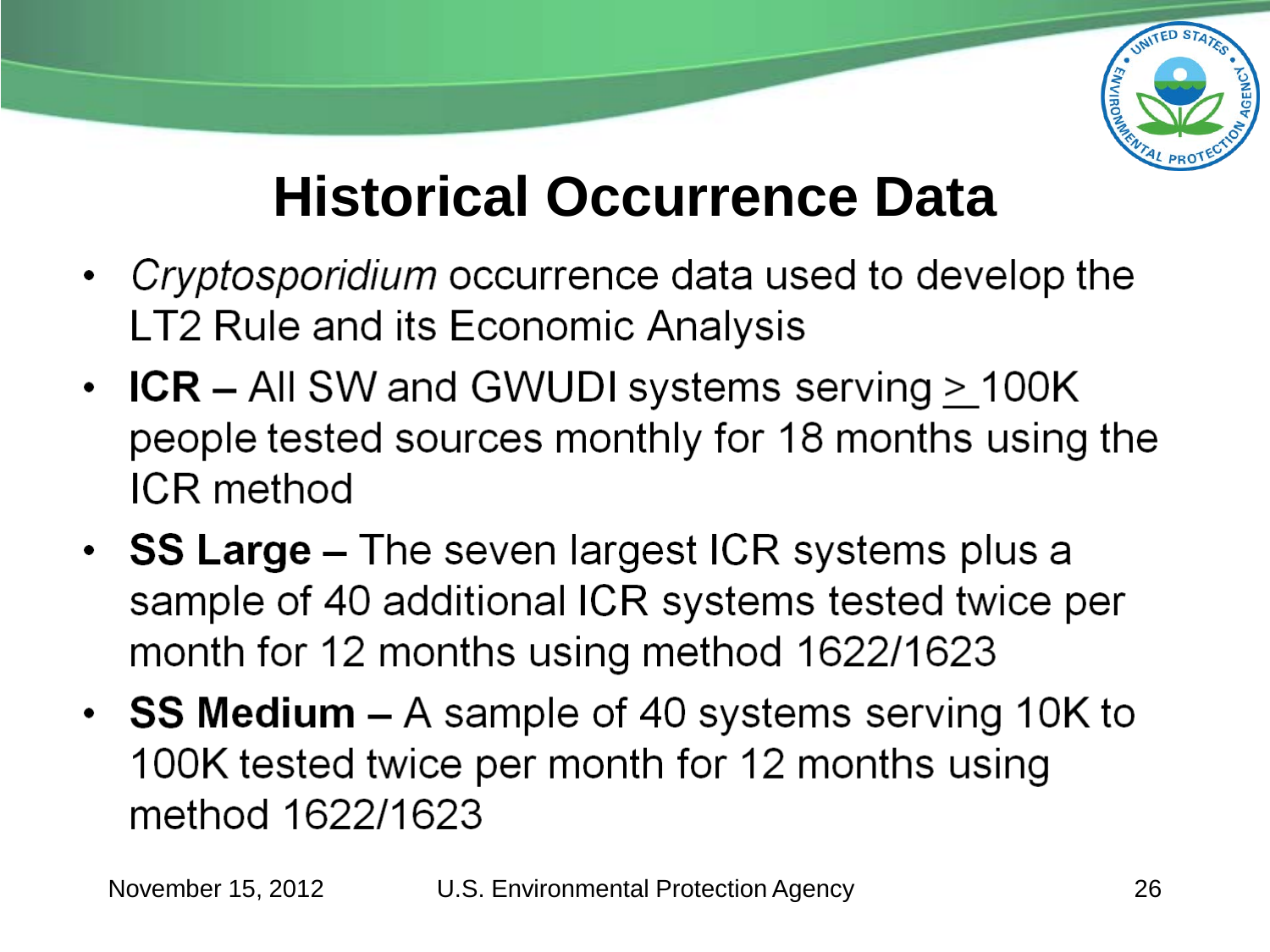# Historical Occurrence Data

- *Cryptosporidium* occurrence data used to develop the LT2 Rule and its Economic Analysis
- **ICR –** All SW and GWUDI systems serving ≥ 100K people tested sources monthly for 18 months using the ICR method
- **SS Large –** The seven largest ICR systems plus a sample of 40 additional ICR systems tested twice per month for 12 months using method 1622/1623
- **SS Medium –** A sample of 40 systems serving 10K to 100K tested twice per month for 12 months using method 1622/1623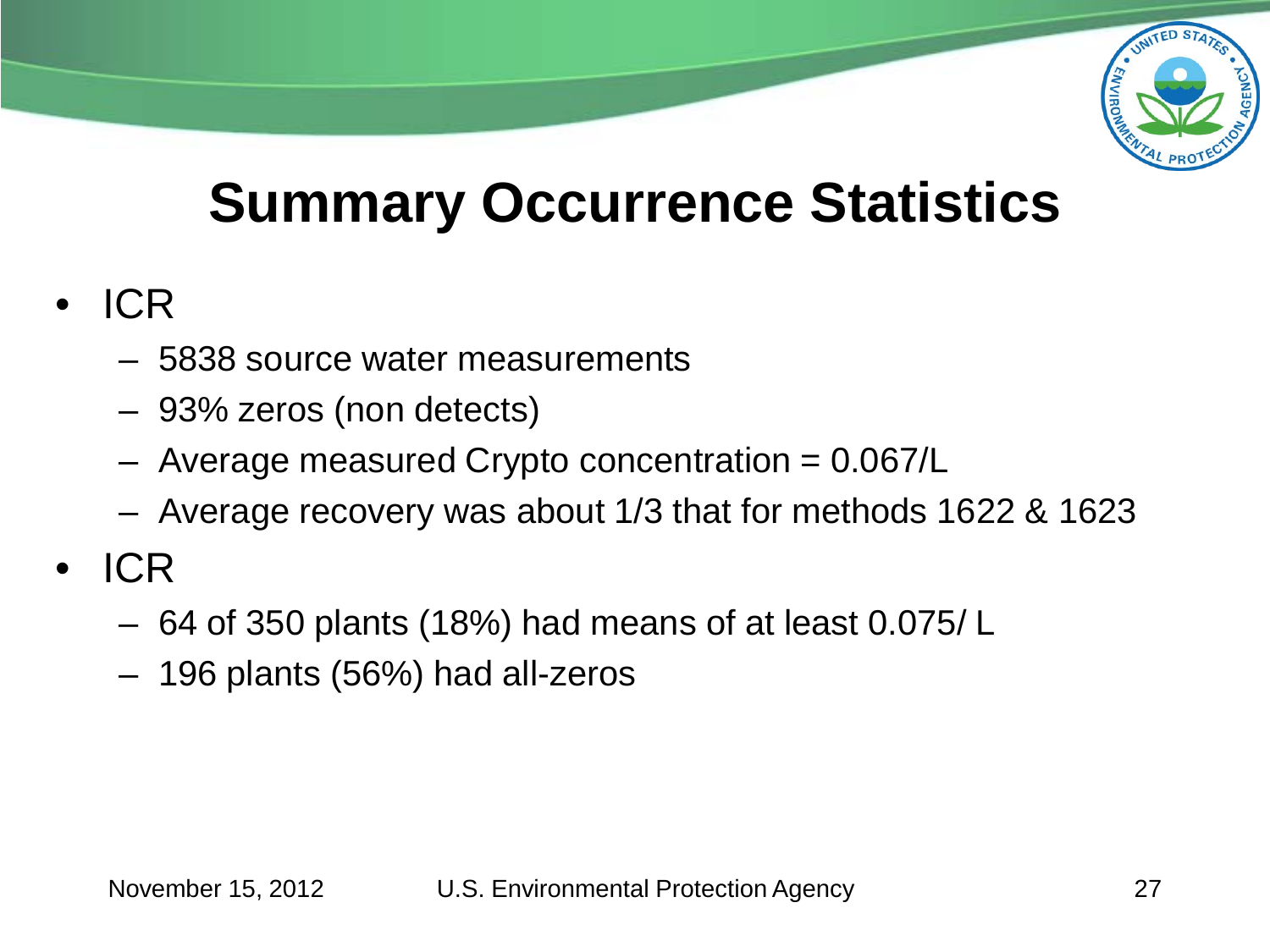# Summary Occurrence Statistics

- ICR
  - 5838 source water measurements
  - 93% zeros (non detects)
  - Average measured Crypto concentration = 0.067/L
  - Average recovery was about 1/3 that for methods 1622 & 1623
- ICR
  - 64 of 350 plants (18%) had means of at least 0.075/ L
  - 196 plants (56%) had all-zeros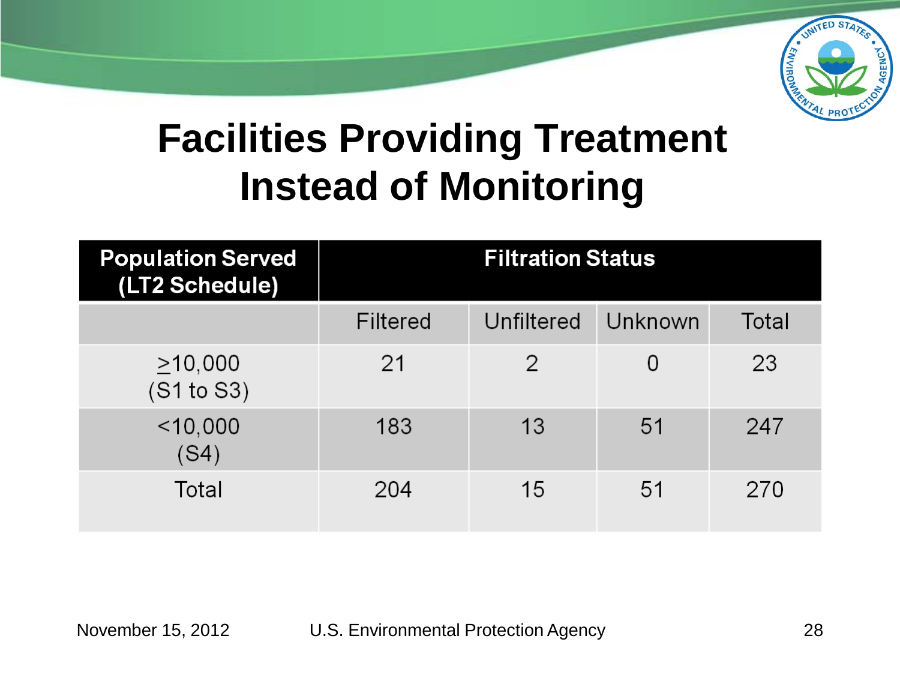# Facilities Providing Treatment Instead of Monitoring

| Population Served (LT2 Schedule) | Filtration Status | | | |
|---|---|---|---|---|
| | Filtered | Unfiltered | Unknown | Total |
| $\geq$10,000 (S1 to S3) | 21 | 2 | 0 | 23 |
| <10,000 (S4) | 183 | 13 | 51 | 247 |
| Total | 204 | 15 | 51 | 270 |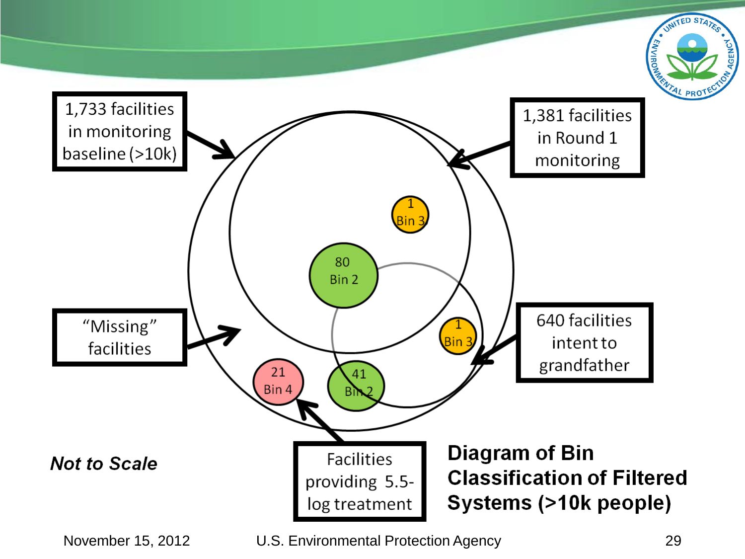1,733 facilities in monitoring baseline (>10k)

1,381 facilities in Round 1 monitoring

1
Bin 3

80
Bin 2

"Missing" facilities

1
Bin 3

640 facilities intent to grandfather

21
Bin 4

41
Bin 2

*Not to Scale*

Facilities providing 5.5-log treatment

**Diagram of Bin Classification of Filtered Systems (>10k people)**

November 15, 2012 U.S. Environmental Protection Agency